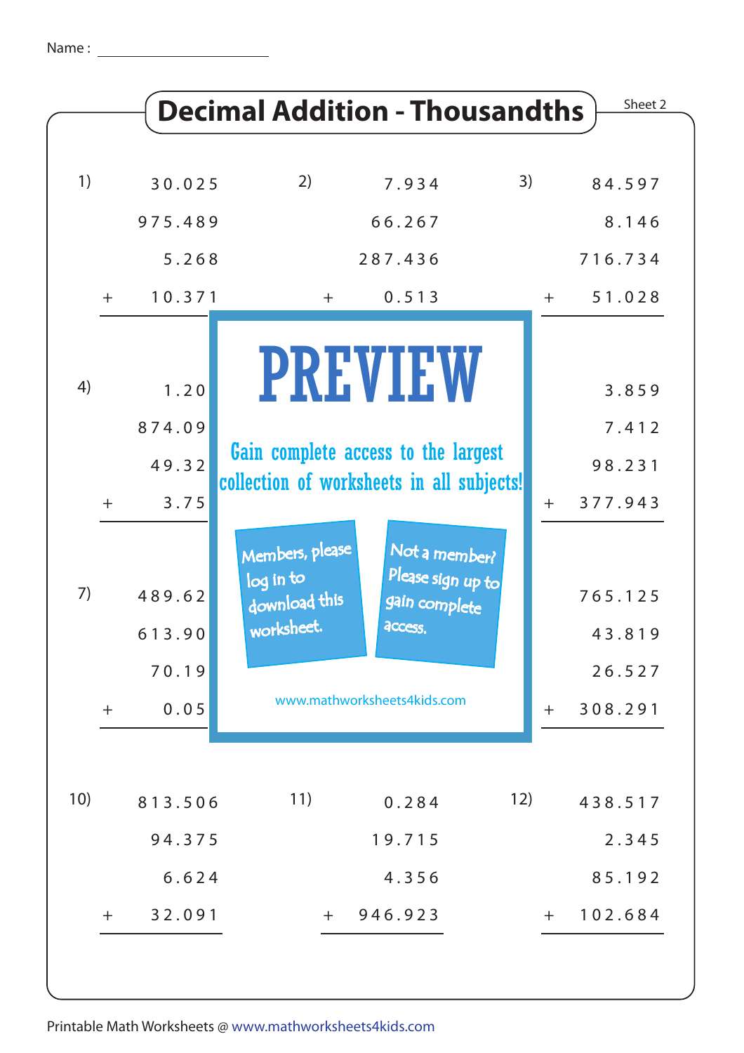Name : ______________________

# Decimal Addition - Thousandths

Sheet 2

1)
```
     30.025
    975.489
      5.268
+    10.371
```

2)
```
      7.934
     66.267
    287.436
+     0.513
```

3)
```
     84.597
      8.146
    716.734
+    51.028
```

4)
```
      1.20
    874.09
     49.32
+     3.75
```

6)
```
      3.859
      7.412
     98.231
+   377.943
```

7)
```
    489.62
    613.90
     70.19
+     0.05
```

9)
```
    765.125
     43.819
     26.527
+   308.291
```

10)
```
    813.506
     94.375
      6.624
+    32.091
```

11)
```
      0.284
     19.715
      4.356
+   946.923
```

12)
```
    438.517
      2.345
     85.192
+   102.684
```

PREVIEW

Gain complete access to the largest collection of worksheets in all subjects!

Members, please log in to download this worksheet.

Not a member? Please sign up to gain complete access.

www.mathworksheets4kids.com

Printable Math Worksheets @ www.mathworksheets4kids.com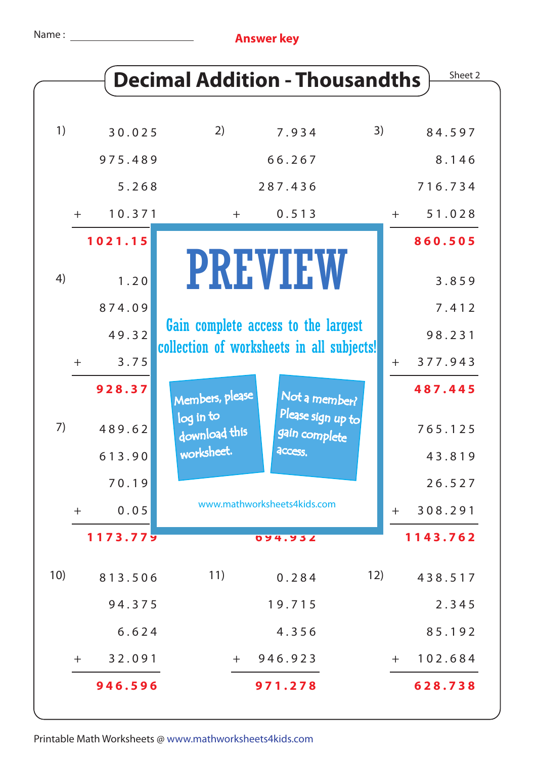Name : ____________________

**Answer key**

# Decimal Addition - Thousandths

Sheet 2

1)
```
     30.025
    975.489
      5.268
+    10.371
-----------
   1021.15
```

2)
```
      7.934
     66.267
    287.436
+     0.513
```

3)
```
     84.597
      8.146
    716.734
+    51.028
-----------
    860.505
```

4)
```
      1.20
    874.09
     49.32
+     3.75
----------
    928.37
```

6)
```
      3.859
      7.412
     98.231
+   377.943
-----------
    487.445
```

7)
```
    489.62
    613.90
     70.19
+     0.05
----------
   1173.779
```

8)
```
    694.932
```

9)
```
    765.125
     43.819
     26.527
+   308.291
-----------
   1143.762
```

10)
```
    813.506
     94.375
      6.624
+    32.091
-----------
    946.596
```

11)
```
      0.284
     19.715
      4.356
+   946.923
-----------
    971.278
```

12)
```
    438.517
      2.345
     85.192
+   102.684
-----------
    628.738
```

PREVIEW

Gain complete access to the largest collection of worksheets in all subjects!

Members, please log in to download this worksheet.

Not a member? Please sign up to gain complete access.

www.mathworksheets4kids.com

Printable Math Worksheets @ www.mathworksheets4kids.com